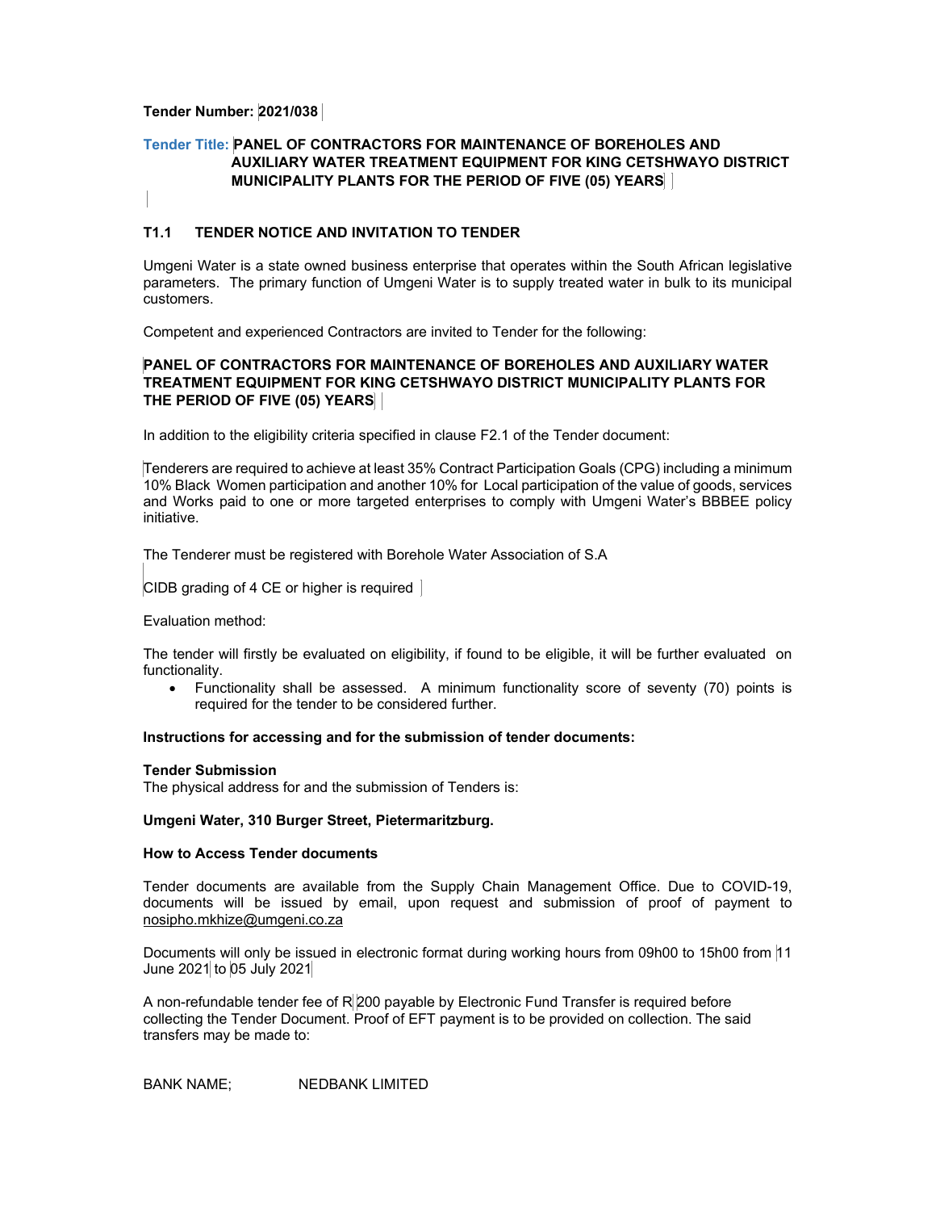**Tender Number: 2021/038**

**Tender Title: PANEL OF CONTRACTORS FOR MAINTENANCE OF BOREHOLES AND AUXILIARY WATER TREATMENT EQUIPMENT FOR KING CETSHWAYO DISTRICT MUNICIPALITY PLANTS FOR THE PERIOD OF FIVE (05) YEARS**

## T1.1 TENDER NOTICE AND INVITATION TO TENDER

Umgeni Water is a state owned business enterprise that operates within the South African legislative parameters. The primary function of Umgeni Water is to supply treated water in bulk to its municipal customers.

Competent and experienced Contractors are invited to Tender for the following:

**PANEL OF CONTRACTORS FOR MAINTENANCE OF BOREHOLES AND AUXILIARY WATER TREATMENT EQUIPMENT FOR KING CETSHWAYO DISTRICT MUNICIPALITY PLANTS FOR THE PERIOD OF FIVE (05) YEARS**

In addition to the eligibility criteria specified in clause F2.1 of the Tender document:

Tenderers are required to achieve at least 35% Contract Participation Goals (CPG) including a minimum 10% Black Women participation and another 10% for Local participation of the value of goods, services and Works paid to one or more targeted enterprises to comply with Umgeni Water's BBBEE policy initiative.

The Tenderer must be registered with Borehole Water Association of S.A

CIDB grading of 4 CE or higher is required

Evaluation method:

The tender will firstly be evaluated on eligibility, if found to be eligible, it will be further evaluated on functionality.

- Functionality shall be assessed. A minimum functionality score of seventy (70) points is required for the tender to be considered further.

**Instructions for accessing and for the submission of tender documents:**

**Tender Submission**

The physical address for and the submission of Tenders is:

**Umgeni Water, 310 Burger Street, Pietermaritzburg.**

**How to Access Tender documents**

Tender documents are available from the Supply Chain Management Office. Due to COVID-19, documents will be issued by email, upon request and submission of proof of payment to nosipho.mkhize@umgeni.co.za

Documents will only be issued in electronic format during working hours from 09h00 to 15h00 from 11 June 2021 to 05 July 2021

A non-refundable tender fee of R 200 payable by Electronic Fund Transfer is required before collecting the Tender Document. Proof of EFT payment is to be provided on collection. The said transfers may be made to:

BANK NAME; NEDBANK LIMITED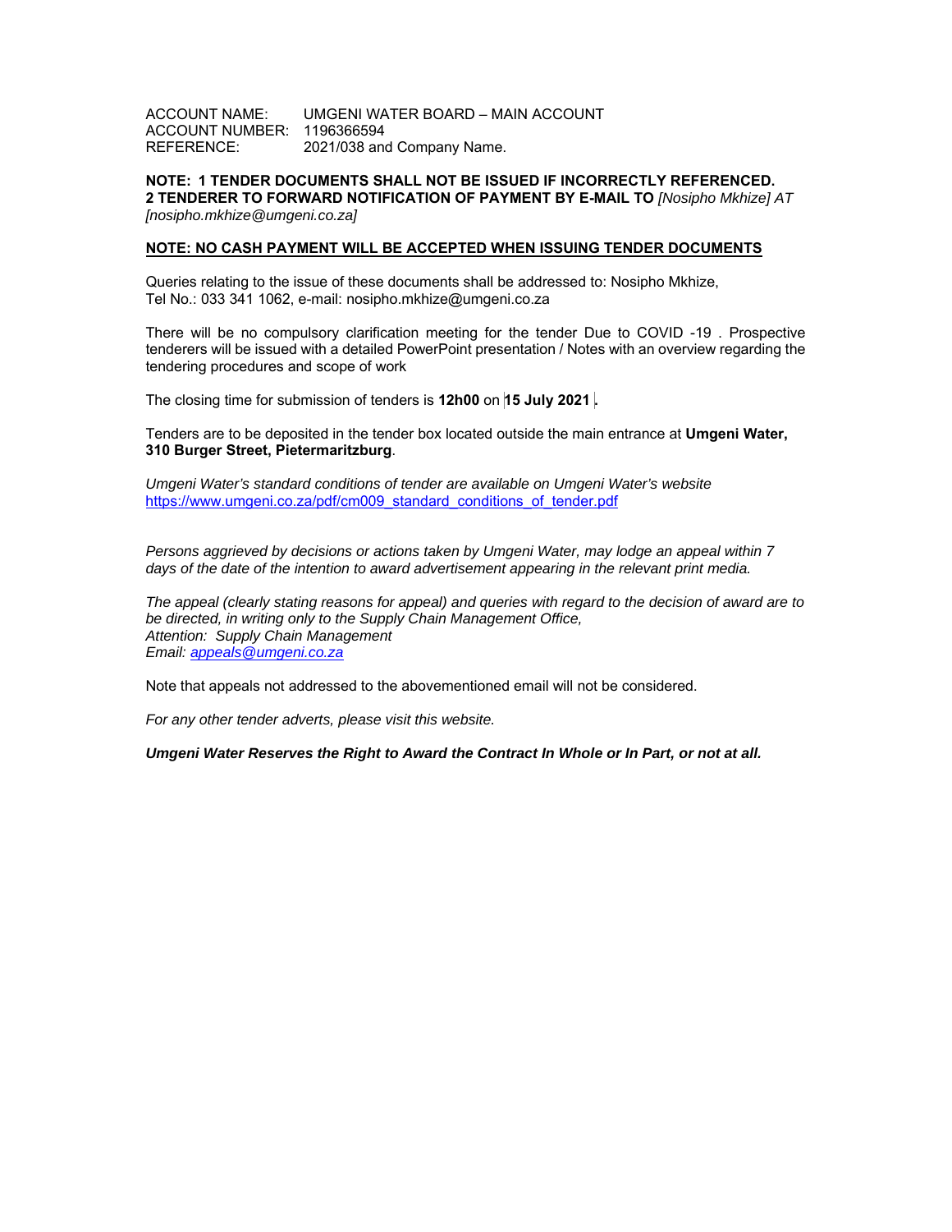| | |
|---|---|
| ACCOUNT NAME: | UMGENI WATER BOARD – MAIN ACCOUNT |
| ACCOUNT NUMBER: | 1196366594 |
| REFERENCE: | 2021/038 and Company Name. |

**NOTE: 1 TENDER DOCUMENTS SHALL NOT BE ISSUED IF INCORRECTLY REFERENCED.**
**2 TENDERER TO FORWARD NOTIFICATION OF PAYMENT BY E-MAIL TO** *[Nosipho Mkhize] AT [nosipho.mkhize@umgeni.co.za]*

**<u>NOTE: NO CASH PAYMENT WILL BE ACCEPTED WHEN ISSUING TENDER DOCUMENTS</u>**

Queries relating to the issue of these documents shall be addressed to: Nosipho Mkhize, Tel No.: 033 341 1062, e-mail: nosipho.mkhize@umgeni.co.za

There will be no compulsory clarification meeting for the tender Due to COVID -19 . Prospective tenderers will be issued with a detailed PowerPoint presentation / Notes with an overview regarding the tendering procedures and scope of work

The closing time for submission of tenders is **12h00** on **15 July 2021**.

Tenders are to be deposited in the tender box located outside the main entrance at **Umgeni Water, 310 Burger Street, Pietermaritzburg**.

*Umgeni Water's standard conditions of tender are available on Umgeni Water's website* https://www.umgeni.co.za/pdf/cm009_standard_conditions_of_tender.pdf

*Persons aggrieved by decisions or actions taken by Umgeni Water, may lodge an appeal within 7 days of the date of the intention to award advertisement appearing in the relevant print media.*

*The appeal (clearly stating reasons for appeal) and queries with regard to the decision of award are to be directed, in writing only to the Supply Chain Management Office,*
*Attention: Supply Chain Management*
*Email: appeals@umgeni.co.za*

Note that appeals not addressed to the abovementioned email will not be considered.

*For any other tender adverts, please visit this website.*

***Umgeni Water Reserves the Right to Award the Contract In Whole or In Part, or not at all.***